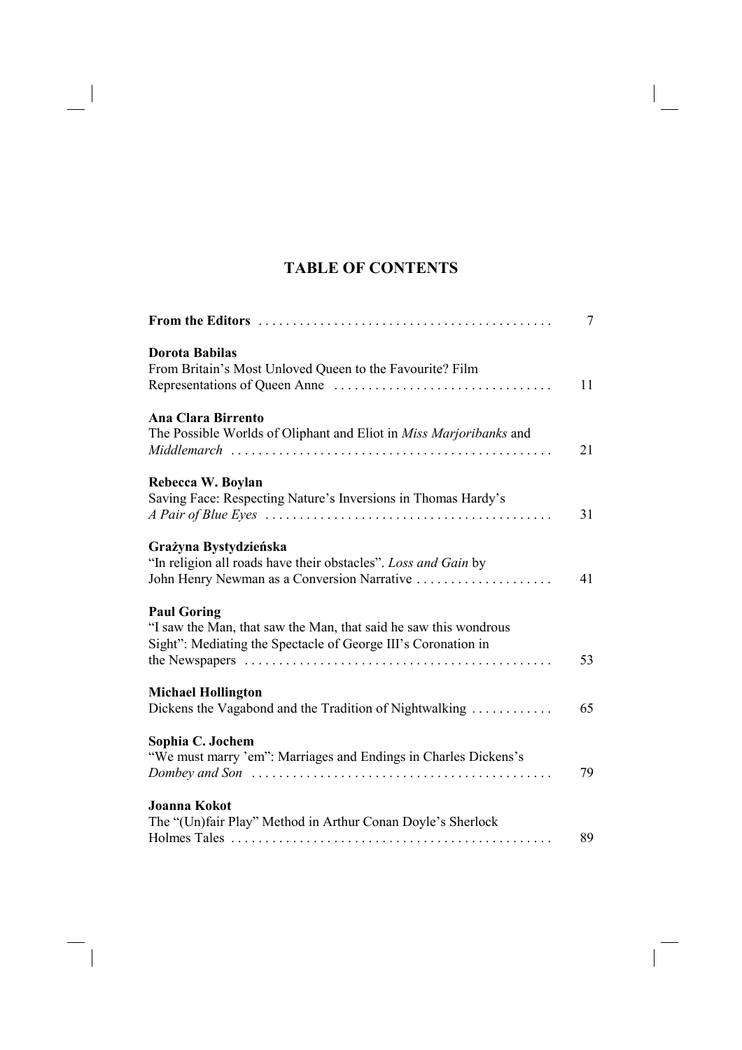# TABLE OF CONTENTS

**From the Editors** ........................................... 7

**Dorota Babilas**
From Britain's Most Unloved Queen to the Favourite? Film Representations of Queen Anne ................................ 11

**Ana Clara Birrento**
The Possible Worlds of Oliphant and Eliot in *Miss Marjoribanks* and *Middlemarch* ............................................... 21

**Rebecca W. Boylan**
Saving Face: Respecting Nature's Inversions in Thomas Hardy's *A Pair of Blue Eyes* ......................................... 31

**Grażyna Bystydzieńska**
"In religion all roads have their obstacles". *Loss and Gain* by John Henry Newman as a Conversion Narrative .................... 41

**Paul Goring**
"I saw the Man, that saw the Man, that said he saw this wondrous Sight": Mediating the Spectacle of George III's Coronation in the Newspapers ............................................. 53

**Michael Hollington**
Dickens the Vagabond and the Tradition of Nightwalking ............ 65

**Sophia C. Jochem**
"We must marry 'em": Marriages and Endings in Charles Dickens's *Dombey and Son* ............................................ 79

**Joanna Kokot**
The "(Un)fair Play" Method in Arthur Conan Doyle's Sherlock Holmes Tales ............................................... 89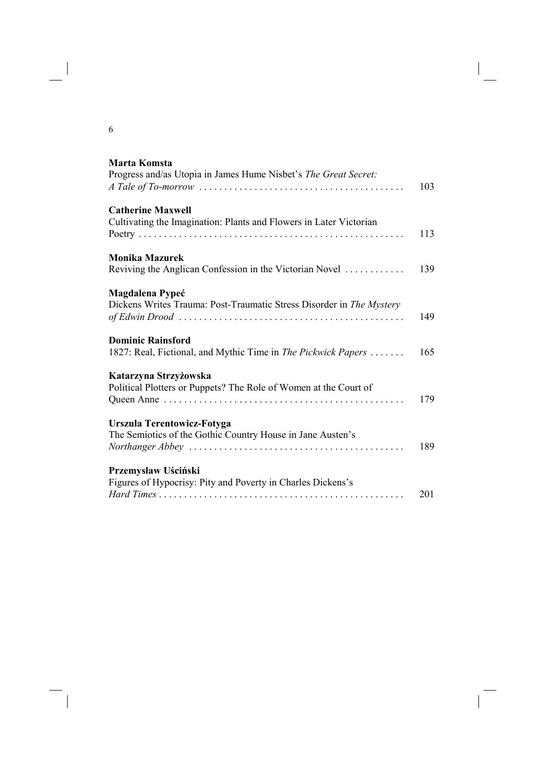**Marta Komsta**
Progress and/as Utopia in James Hume Nisbet's *The Great Secret: A Tale of To-morrow* . . . . . . . . . . . . . . . . . . . . . . . . . . . . . . . . . . . . . . . 103

**Catherine Maxwell**
Cultivating the Imagination: Plants and Flowers in Later Victorian Poetry . . . . . . . . . . . . . . . . . . . . . . . . . . . . . . . . . . . . . . . . . . . . . . . . . . . . 113

**Monika Mazurek**
Reviving the Anglican Confession in the Victorian Novel . . . . . . . . . . . . 139

**Magdalena Pypeć**
Dickens Writes Trauma: Post-Traumatic Stress Disorder in *The Mystery of Edwin Drood* . . . . . . . . . . . . . . . . . . . . . . . . . . . . . . . . . . . . . . . . . . . . 149

**Dominic Rainsford**
1827: Real, Fictional, and Mythic Time in *The Pickwick Papers* . . . . . . . 165

**Katarzyna Strzyżowska**
Political Plotters or Puppets? The Role of Women at the Court of Queen Anne . . . . . . . . . . . . . . . . . . . . . . . . . . . . . . . . . . . . . . . . . . . . . . . 179

**Urszula Terentowicz-Fotyga**
The Semiotics of the Gothic Country House in Jane Austen's *Northanger Abbey* . . . . . . . . . . . . . . . . . . . . . . . . . . . . . . . . . . . . . . . . . . . 189

**Przemysław Uściński**
Figures of Hypocrisy: Pity and Poverty in Charles Dickens's *Hard Times* . . . . . . . . . . . . . . . . . . . . . . . . . . . . . . . . . . . . . . . . . . . . . . . . 201